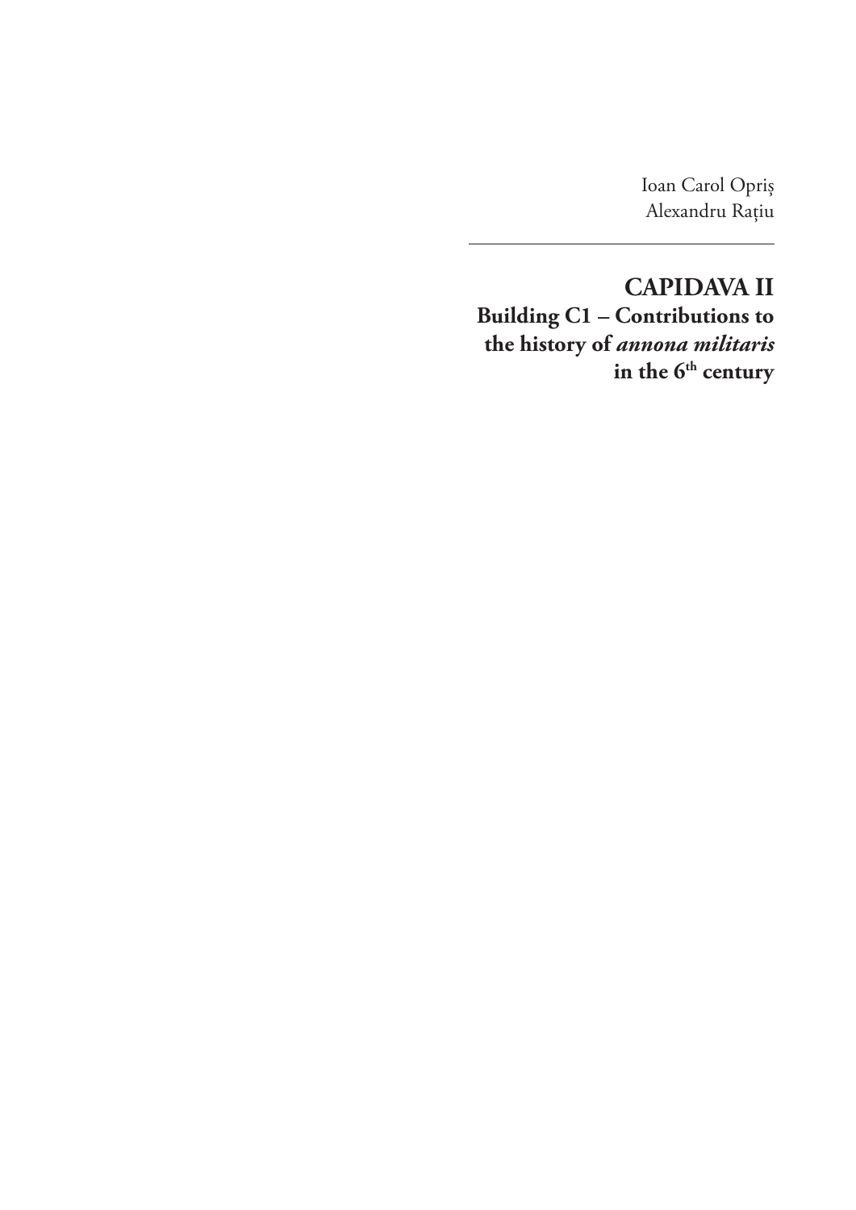Ioan Carol Opriş
Alexandru Raţiu

---

# CAPIDAVA II

## Building C1 – Contributions to the history of *annona militaris* in the 6th century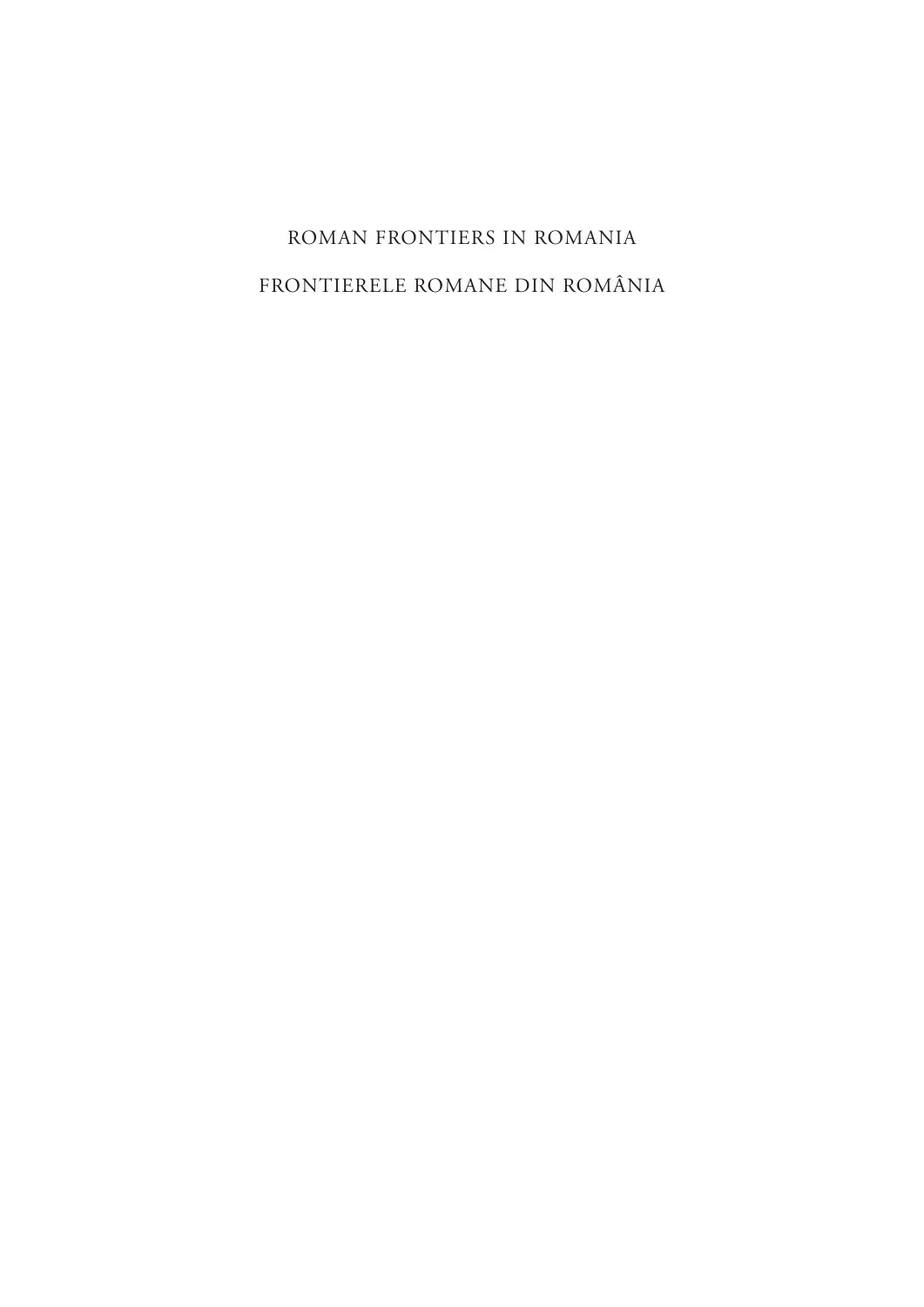ROMAN FRONTIERS IN ROMANIA

FRONTIERELE ROMANE DIN ROMÂNIA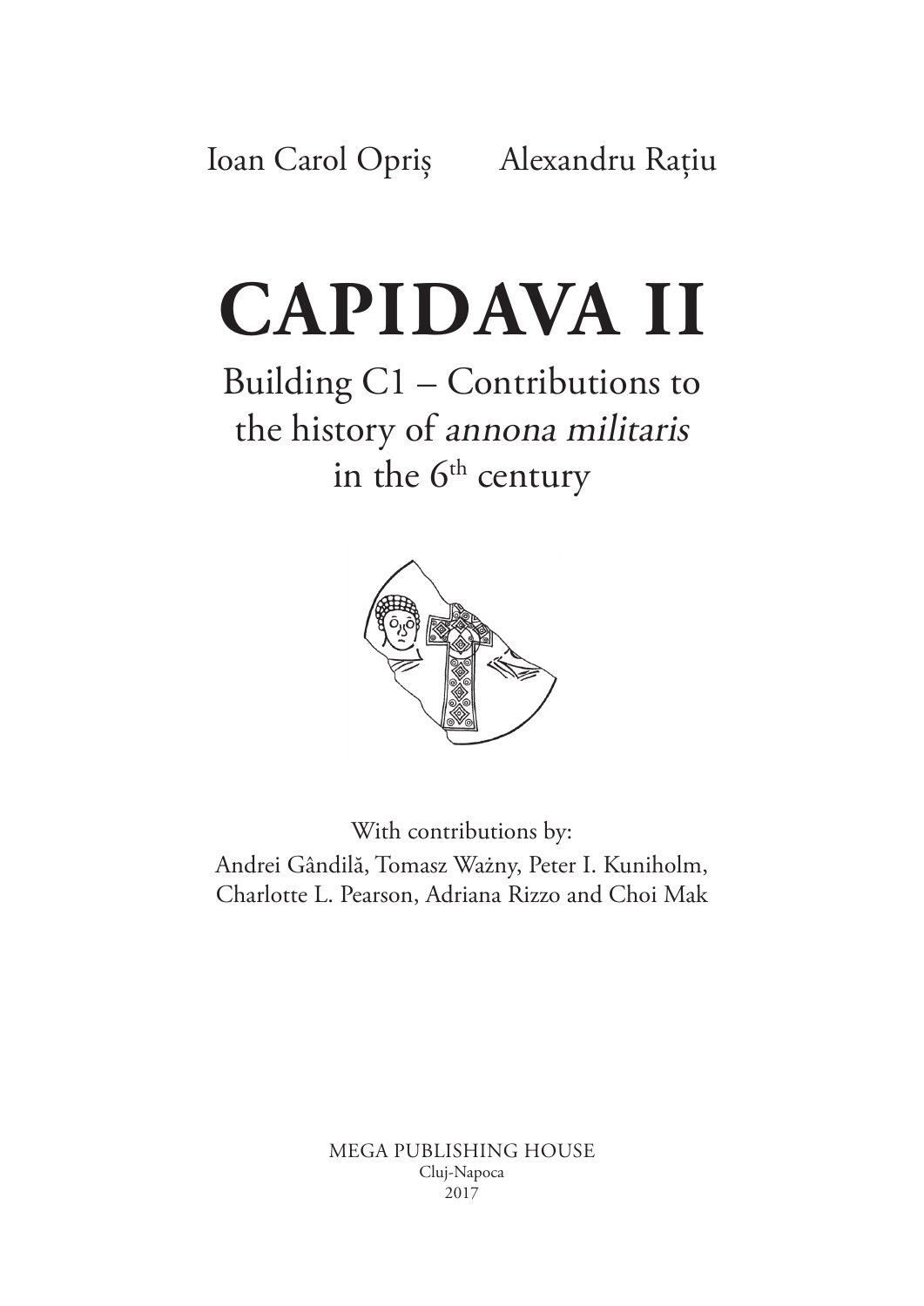Ioan Carol Opriș    Alexandru Rațiu

# CAPIDAVA II

## Building C1 – Contributions to the history of *annona militaris* in the 6th century

With contributions by:
Andrei Gândilă, Tomasz Ważny, Peter I. Kuniholm, Charlotte L. Pearson, Adriana Rizzo and Choi Mak

MEGA PUBLISHING HOUSE
Cluj-Napoca
2017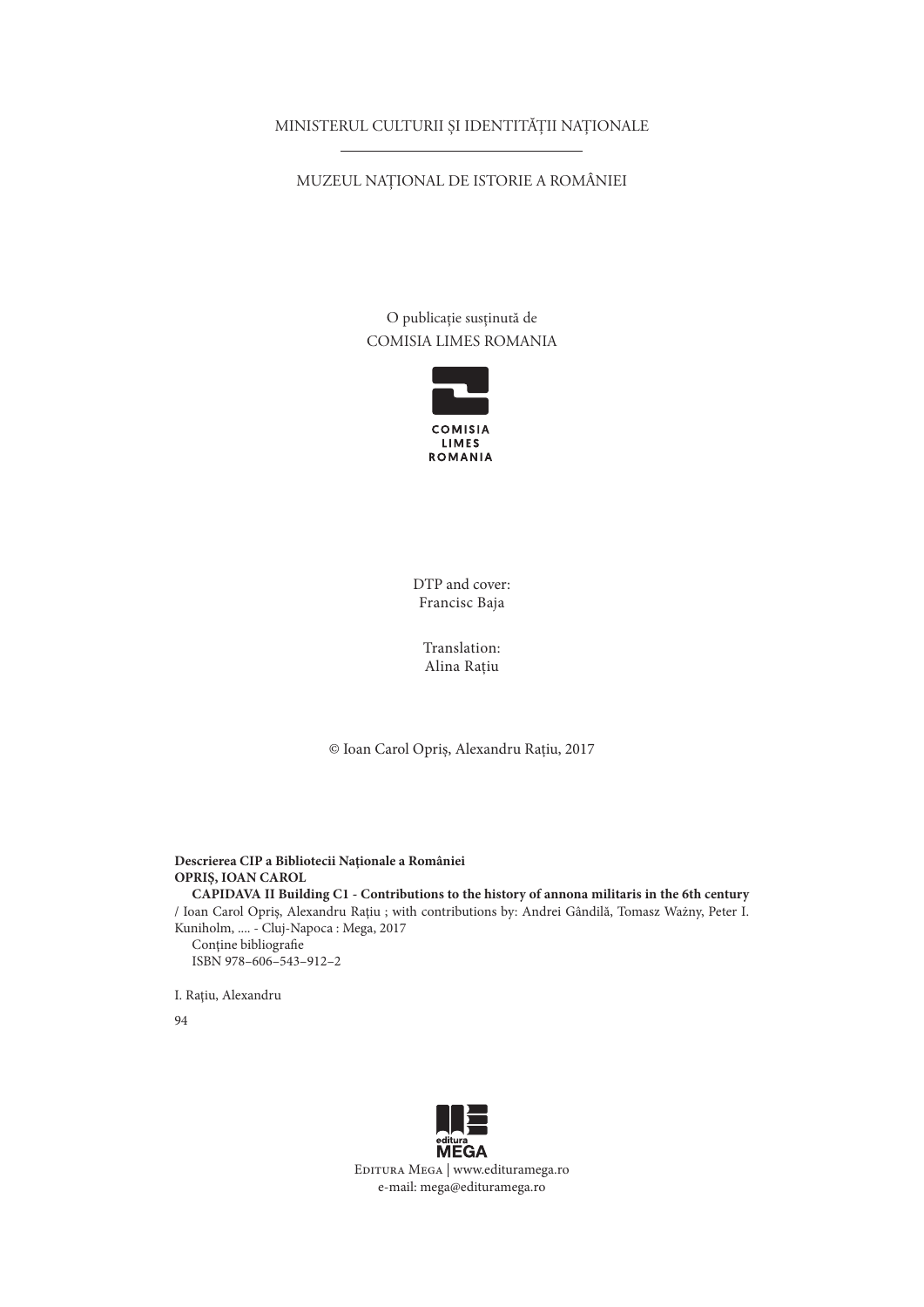MINISTERUL CULTURII ȘI IDENTITĂȚII NAȚIONALE

MUZEUL NAȚIONAL DE ISTORIE A ROMÂNIEI

O publicație susținută de
COMISIA LIMES ROMANIA

COMISIA
LIMES
ROMANIA

DTP and cover:
Francisc Baja

Translation:
Alina Rațiu

© Ioan Carol Opriș, Alexandru Rațiu, 2017

**Descrierea CIP a Bibliotecii Naționale a României**
**OPRIȘ, IOAN CAROL**
**CAPIDAVA II Building C1 - Contributions to the history of annona militaris in the 6th century**
/ Ioan Carol Opriș, Alexandru Rațiu ; with contributions by: Andrei Gândilă, Tomasz Ważny, Peter I. Kuniholm, .... - Cluj-Napoca : Mega, 2017
Conține bibliografie
ISBN 978–606–543–912–2

I. Rațiu, Alexandru

94

editura
MEGA

Editura Mega | www.edituramega.ro
e-mail: mega@edituramega.ro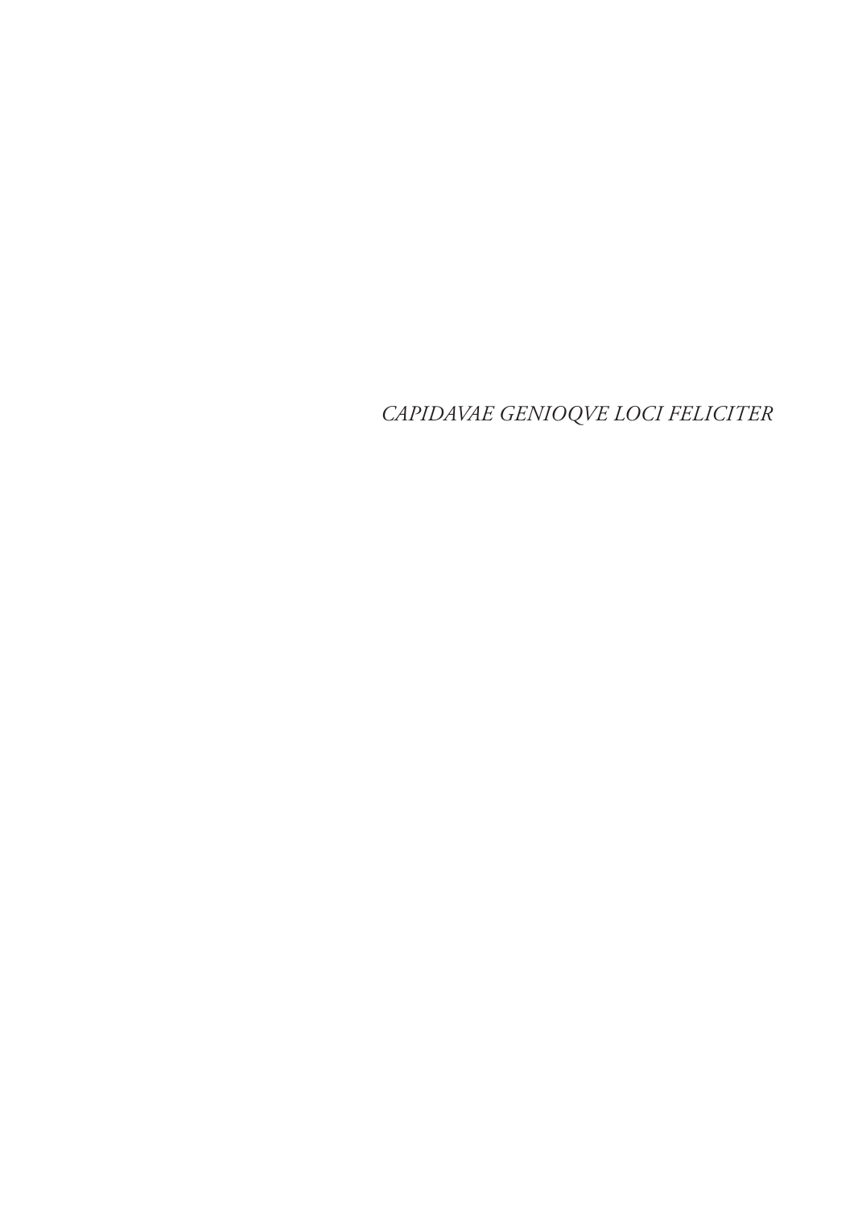*CAPIDAVAE GENIOQVE LOCI FELICITER*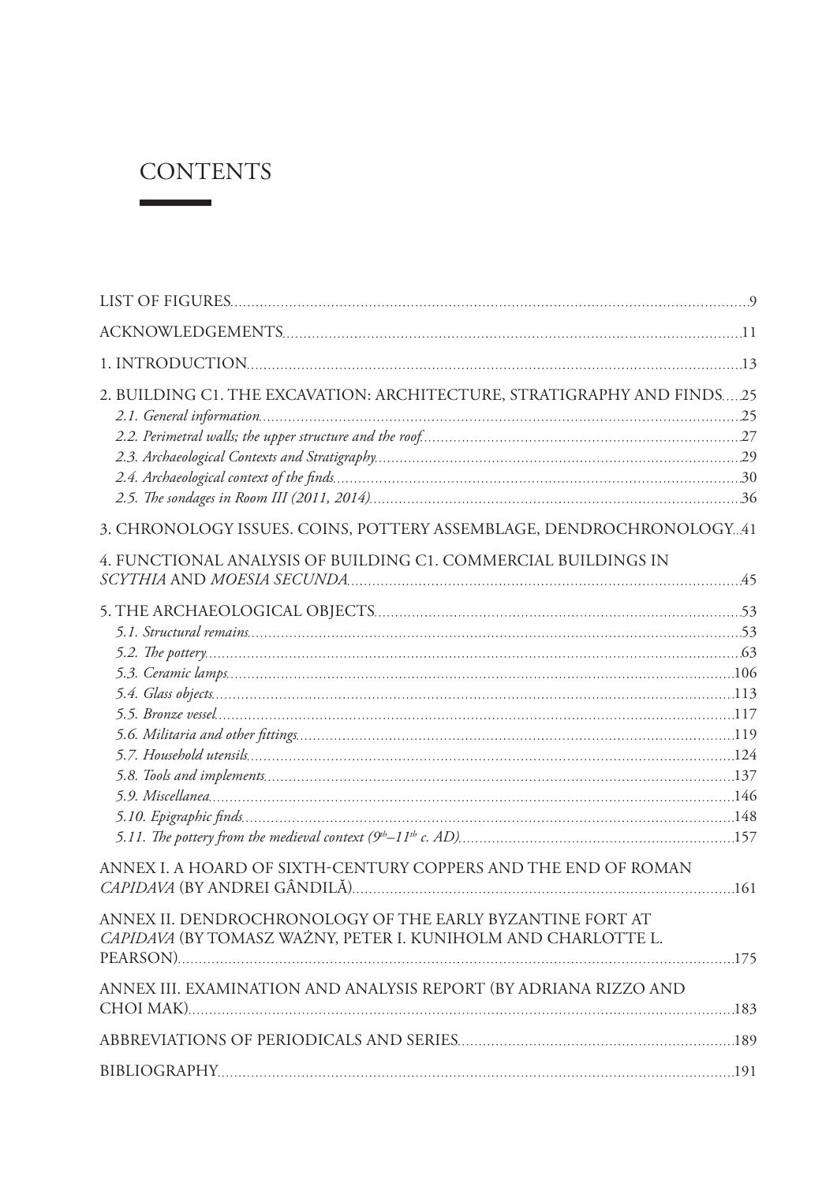# CONTENTS

LIST OF FIGURES ... 9

ACKNOWLEDGEMENTS ... 11

1. INTRODUCTION ... 13

2. BUILDING C1. THE EXCAVATION: ARCHITECTURE, STRATIGRAPHY AND FINDS ... 25
   - *2.1. General information* ... 25
   - *2.2. Perimetral walls; the upper structure and the roof* ... 27
   - *2.3. Archaeological Contexts and Stratigraphy* ... 29
   - *2.4. Archaeological context of the finds* ... 30
   - *2.5. The sondages in Room III (2011, 2014)* ... 36

3. CHRONOLOGY ISSUES. COINS, POTTERY ASSEMBLAGE, DENDROCHRONOLOGY ... 41

4. FUNCTIONAL ANALYSIS OF BUILDING C1. COMMERCIAL BUILDINGS IN *SCYTHIA* AND *MOESIA SECUNDA* ... 45

5. THE ARCHAEOLOGICAL OBJECTS ... 53
   - *5.1. Structural remains* ... 53
   - *5.2. The pottery* ... 63
   - *5.3. Ceramic lamps* ... 106
   - *5.4. Glass objects* ... 113
   - *5.5. Bronze vessel* ... 117
   - *5.6. Militaria and other fittings* ... 119
   - *5.7. Household utensils* ... 124
   - *5.8. Tools and implements* ... 137
   - *5.9. Miscellanea* ... 146
   - *5.10. Epigraphic finds* ... 148
   - *5.11. The pottery from the medieval context (9th–11th c. AD)* ... 157

ANNEX I. A HOARD OF SIXTH-CENTURY COPPERS AND THE END OF ROMAN *CAPIDAVA* (BY ANDREI GÂNDILĂ) ... 161

ANNEX II. DENDROCHRONOLOGY OF THE EARLY BYZANTINE FORT AT *CAPIDAVA* (BY TOMASZ WAŻNY, PETER I. KUNIHOLM AND CHARLOTTE L. PEARSON) ... 175

ANNEX III. EXAMINATION AND ANALYSIS REPORT (BY ADRIANA RIZZO AND CHOI MAK) ... 183

ABBREVIATIONS OF PERIODICALS AND SERIES ... 189

BIBLIOGRAPHY ... 191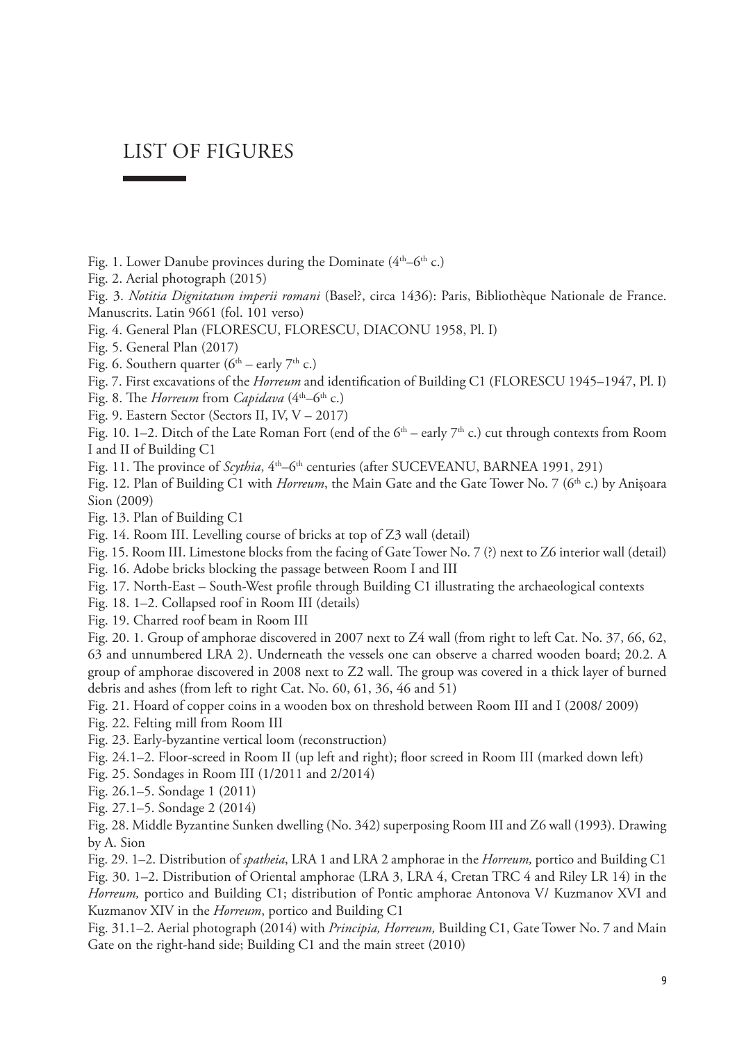# LIST OF FIGURES

Fig. 1. Lower Danube provinces during the Dominate ($4^{th}$–$6^{th}$ c.)

Fig. 2. Aerial photograph (2015)

Fig. 3. *Notitia Dignitatum imperii romani* (Basel?, circa 1436): Paris, Bibliothèque Nationale de France. Manuscrits. Latin 9661 (fol. 101 verso)

Fig. 4. General Plan (FLORESCU, FLORESCU, DIACONU 1958, Pl. I)

Fig. 5. General Plan (2017)

Fig. 6. Southern quarter ($6^{th}$ – early $7^{th}$ c.)

Fig. 7. First excavations of the *Horreum* and identification of Building C1 (FLORESCU 1945–1947, Pl. I)

Fig. 8. The *Horreum* from *Capidava* ($4^{th}$–$6^{th}$ c.)

Fig. 9. Eastern Sector (Sectors II, IV, V – 2017)

Fig. 10. 1–2. Ditch of the Late Roman Fort (end of the $6^{th}$ – early $7^{th}$ c.) cut through contexts from Room I and II of Building C1

Fig. 11. The province of *Scythia*, $4^{th}$–$6^{th}$ centuries (after SUCEVEANU, BARNEA 1991, 291)

Fig. 12. Plan of Building C1 with *Horreum*, the Main Gate and the Gate Tower No. 7 ($6^{th}$ c.) by Anișoara Sion (2009)

Fig. 13. Plan of Building C1

Fig. 14. Room III. Levelling course of bricks at top of Z3 wall (detail)

Fig. 15. Room III. Limestone blocks from the facing of Gate Tower No. 7 (?) next to Z6 interior wall (detail)

Fig. 16. Adobe bricks blocking the passage between Room I and III

Fig. 17. North-East – South-West profile through Building C1 illustrating the archaeological contexts

Fig. 18. 1–2. Collapsed roof in Room III (details)

Fig. 19. Charred roof beam in Room III

Fig. 20. 1. Group of amphorae discovered in 2007 next to Z4 wall (from right to left Cat. No. 37, 66, 62, 63 and unnumbered LRA 2). Underneath the vessels one can observe a charred wooden board; 20.2. A group of amphorae discovered in 2008 next to Z2 wall. The group was covered in a thick layer of burned debris and ashes (from left to right Cat. No. 60, 61, 36, 46 and 51)

Fig. 21. Hoard of copper coins in a wooden box on threshold between Room III and I (2008/ 2009)

Fig. 22. Felting mill from Room III

Fig. 23. Early-byzantine vertical loom (reconstruction)

Fig. 24.1–2. Floor-screed in Room II (up left and right); floor screed in Room III (marked down left)

Fig. 25. Sondages in Room III (1/2011 and 2/2014)

Fig. 26.1–5. Sondage 1 (2011)

Fig. 27.1–5. Sondage 2 (2014)

Fig. 28. Middle Byzantine Sunken dwelling (No. 342) superposing Room III and Z6 wall (1993). Drawing by A. Sion

Fig. 29. 1–2. Distribution of *spatheia*, LRA 1 and LRA 2 amphorae in the *Horreum,* portico and Building C1

Fig. 30. 1–2. Distribution of Oriental amphorae (LRA 3, LRA 4, Cretan TRC 4 and Riley LR 14) in the *Horreum,* portico and Building C1; distribution of Pontic amphorae Antonova V/ Kuzmanov XVI and Kuzmanov XIV in the *Horreum*, portico and Building C1

Fig. 31.1–2. Aerial photograph (2014) with *Principia, Horreum,* Building C1, Gate Tower No. 7 and Main Gate on the right-hand side; Building C1 and the main street (2010)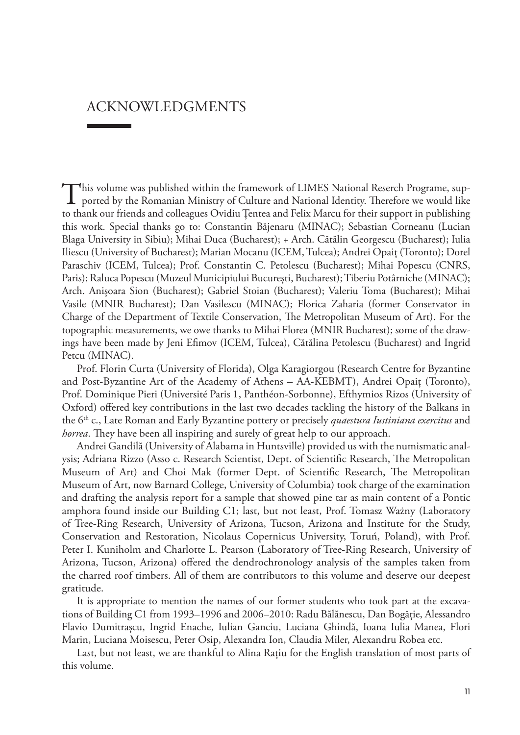# ACKNOWLEDGMENTS

This volume was published within the framework of LIMES National Reserch Programe, supported by the Romanian Ministry of Culture and National Identity. Therefore we would like to thank our friends and colleagues Ovidiu Țentea and Felix Marcu for their support in publishing this work. Special thanks go to: Constantin Băjenaru (MINAC); Sebastian Corneanu (Lucian Blaga University in Sibiu); Mihai Duca (Bucharest); + Arch. Cătălin Georgescu (Bucharest); Iulia Iliescu (University of Bucharest); Marian Mocanu (ICEM, Tulcea); Andrei Opaiț (Toronto); Dorel Paraschiv (ICEM, Tulcea); Prof. Constantin C. Petolescu (Bucharest); Mihai Popescu (CNRS, Paris); Raluca Popescu (Muzeul Municipiului București, Bucharest); Tiberiu Potârniche (MINAC); Arch. Anișoara Sion (Bucharest); Gabriel Stoian (Bucharest); Valeriu Toma (Bucharest); Mihai Vasile (MNIR Bucharest); Dan Vasilescu (MINAC); Florica Zaharia (former Conservator in Charge of the Department of Textile Conservation, The Metropolitan Museum of Art). For the topographic measurements, we owe thanks to Mihai Florea (MNIR Bucharest); some of the drawings have been made by Jeni Efimov (ICEM, Tulcea), Cătălina Petolescu (Bucharest) and Ingrid Petcu (MINAC).

Prof. Florin Curta (University of Florida), Olga Karagiorgou (Research Centre for Byzantine and Post-Byzantine Art of the Academy of Athens – AA-KEBMT), Andrei Opaiț (Toronto), Prof. Dominique Pieri (Université Paris 1, Panthéon-Sorbonne), Efthymios Rizos (University of Oxford) offered key contributions in the last two decades tackling the history of the Balkans in the 6th c., Late Roman and Early Byzantine pottery or precisely *quaestura Iustiniana exercitus* and *horrea*. They have been all inspiring and surely of great help to our approach.

Andrei Gandilă (University of Alabama in Huntsville) provided us with the numismatic analysis; Adriana Rizzo (Asso c. Research Scientist, Dept. of Scientific Research, The Metropolitan Museum of Art) and Choi Mak (former Dept. of Scientific Research, The Metropolitan Museum of Art, now Barnard College, University of Columbia) took charge of the examination and drafting the analysis report for a sample that showed pine tar as main content of a Pontic amphora found inside our Building C1; last, but not least, Prof. Tomasz Ważny (Laboratory of Tree-Ring Research, University of Arizona, Tucson, Arizona and Institute for the Study, Conservation and Restoration, Nicolaus Copernicus University, Toruń, Poland), with Prof. Peter I. Kuniholm and Charlotte L. Pearson (Laboratory of Tree-Ring Research, University of Arizona, Tucson, Arizona) offered the dendrochronology analysis of the samples taken from the charred roof timbers. All of them are contributors to this volume and deserve our deepest gratitude.

It is appropriate to mention the names of our former students who took part at the excavations of Building C1 from 1993–1996 and 2006–2010: Radu Bălănescu, Dan Bogăție, Alessandro Flavio Dumitrașcu, Ingrid Enache, Iulian Ganciu, Luciana Ghindă, Ioana Iulia Manea, Flori Marin, Luciana Moisescu, Peter Osip, Alexandra Ion, Claudia Miler, Alexandru Robea etc.

Last, but not least, we are thankful to Alina Rațiu for the English translation of most parts of this volume.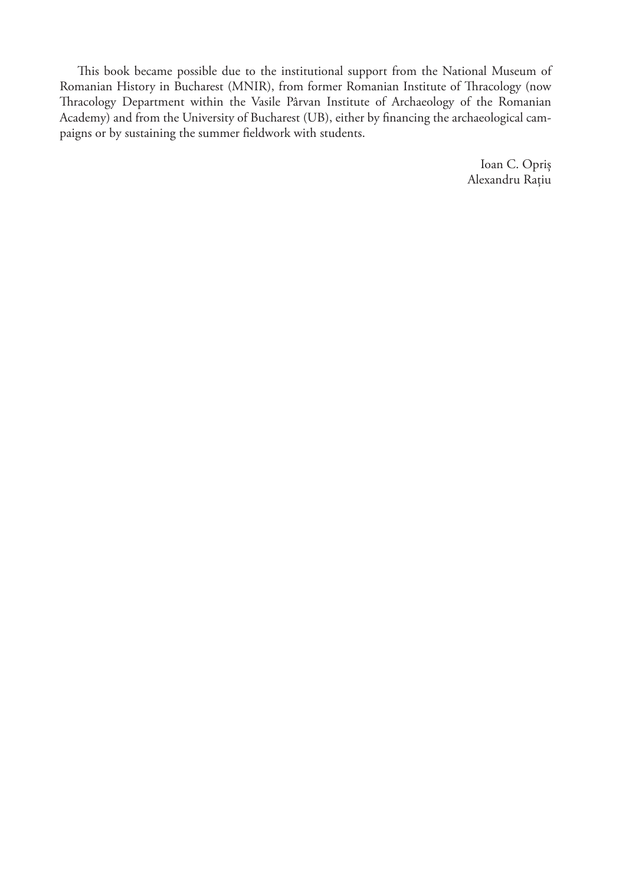This book became possible due to the institutional support from the National Museum of Romanian History in Bucharest (MNIR), from former Romanian Institute of Thracology (now Thracology Department within the Vasile Pârvan Institute of Archaeology of the Romanian Academy) and from the University of Bucharest (UB), either by financing the archaeological campaigns or by sustaining the summer fieldwork with students.

Ioan C. Opriș
Alexandru Rațiu